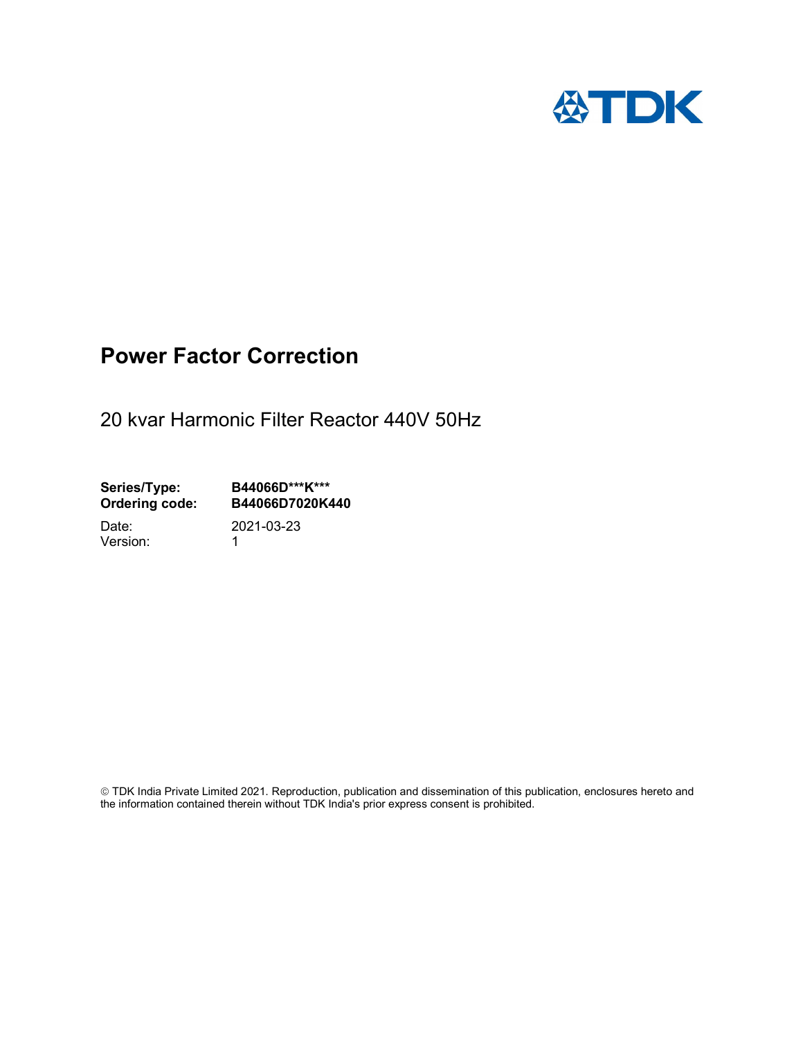# Power Factor Correction

20 kvar Harmonic Filter Reactor 440V 50Hz

**Series/Type:** **B44066D***K*****
**Ordering code:** **B44066D7020K440**

Date: 2021-03-23
Version: 1

© TDK India Private Limited 2021. Reproduction, publication and dissemination of this publication, enclosures hereto and the information contained therein without TDK India's prior express consent is prohibited.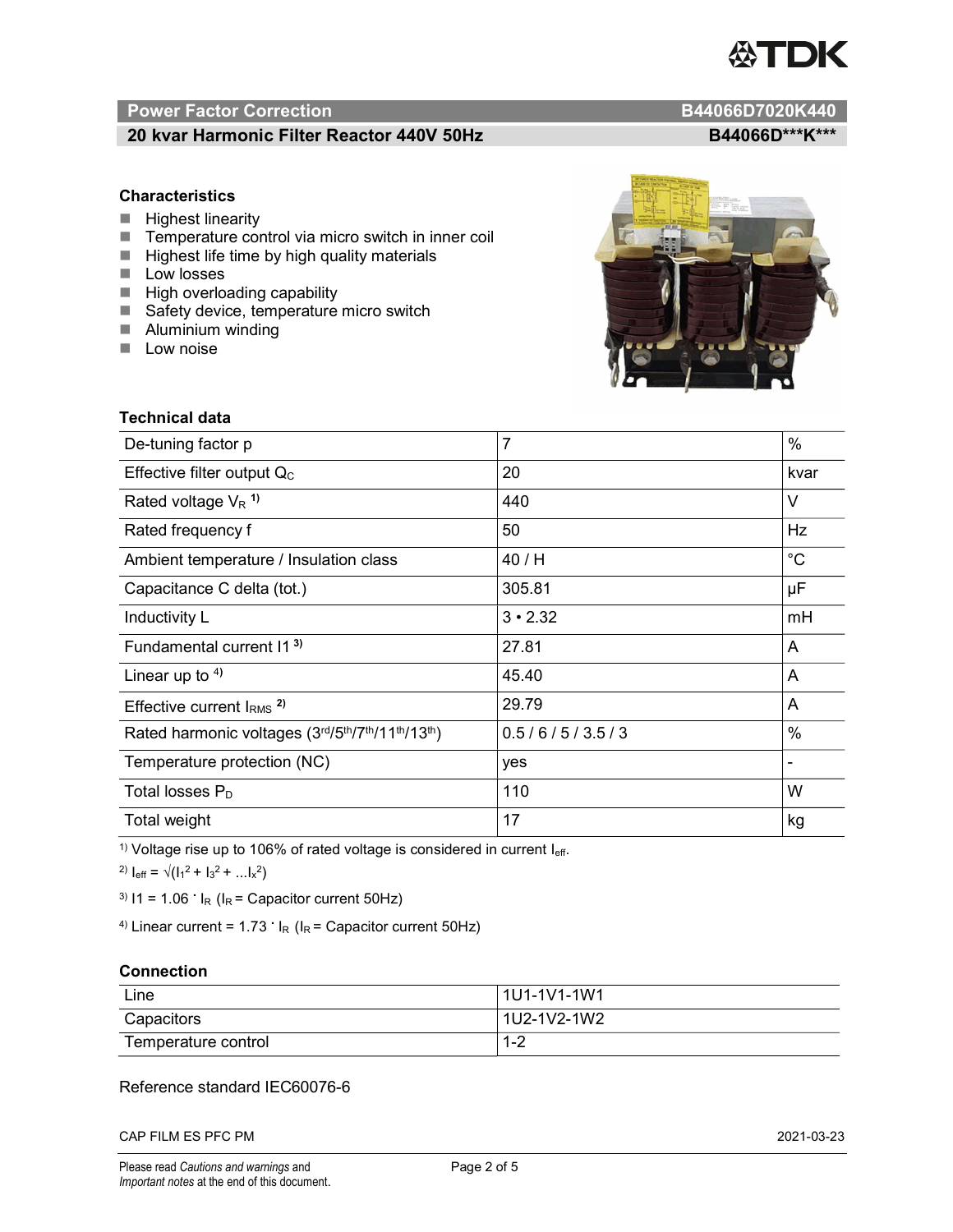## Power Factor Correction — B44066D7020K440

### 20 kvar Harmonic Filter Reactor 440V 50Hz — B44066D***K***

### Characteristics

- Highest linearity
- Temperature control via micro switch in inner coil
- Highest life time by high quality materials
- Low losses
- High overloading capability
- Safety device, temperature micro switch
- Aluminium winding
- Low noise

### Technical data

| | | |
|---|---|---|
| De-tuning factor p | 7 | % |
| Effective filter output $Q_C$ | 20 | kvar |
| Rated voltage $V_R$ [1)] | 440 | V |
| Rated frequency f | 50 | Hz |
| Ambient temperature / Insulation class | 40 / H | °C |
| Capacitance C delta (tot.) | 305.81 | µF |
| Inductivity L | 3 • 2.32 | mH |
| Fundamental current I1 [3)] | 27.81 | A |
| Linear up to [4)] | 45.40 | A |
| Effective current $I_{RMS}$ [2)] | 29.79 | A |
| Rated harmonic voltages (3rd/5th/7th/11th/13th) | 0.5 / 6 / 5 / 3.5 / 3 | % |
| Temperature protection (NC) | yes | - |
| Total losses $P_D$ | 110 | W |
| Total weight | 17 | kg |

[1)] Voltage rise up to 106% of rated voltage is considered in current $I_{eff}$.

[2)] $I_{eff} = \sqrt{(I_1^2 + I_3^2 + \ldots I_x^2)}$

[3)] $I1 = 1.06 \cdot I_R$ ($I_R$ = Capacitor current 50Hz)

[4)] Linear current = $1.73 \cdot I_R$ ($I_R$ = Capacitor current 50Hz)

### Connection

| | |
|---|---|
| Line | 1U1-1V1-1W1 |
| Capacitors | 1U2-1V2-1W2 |
| Temperature control | 1-2 |

Reference standard IEC60076-6

CAP FILM ES PFC PM — 2021-03-23

Please read *Cautions and warnings* and *Important notes* at the end of this document.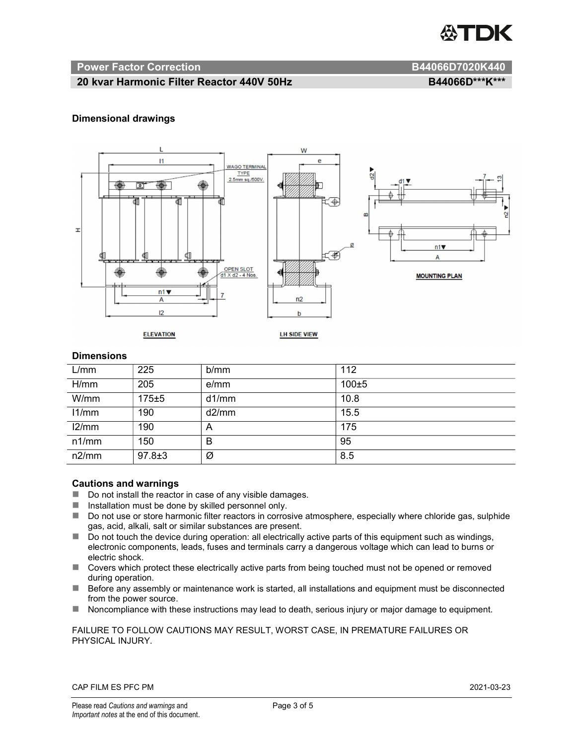## Power Factor Correction — B44066D7020K440

## 20 kvar Harmonic Filter Reactor 440V 50Hz — B44066D***K***

### Dimensional drawings

### Dimensions

| L/mm | 225 | b/mm | 112 |
|---|---|---|---|
| H/mm | 205 | e/mm | 100±5 |
| W/mm | 175±5 | d1/mm | 10.8 |
| l1/mm | 190 | d2/mm | 15.5 |
| l2/mm | 190 | A | 175 |
| n1/mm | 150 | B | 95 |
| n2/mm | 97.8±3 | Ø | 8.5 |

### Cautions and warnings

- Do not install the reactor in case of any visible damages.
- Installation must be done by skilled personnel only.
- Do not use or store harmonic filter reactors in corrosive atmosphere, especially where chloride gas, sulphide gas, acid, alkali, salt or similar substances are present.
- Do not touch the device during operation: all electrically active parts of this equipment such as windings, electronic components, leads, fuses and terminals carry a dangerous voltage which can lead to burns or electric shock.
- Covers which protect these electrically active parts from being touched must not be opened or removed during operation.
- Before any assembly or maintenance work is started, all installations and equipment must be disconnected from the power source.
- Noncompliance with these instructions may lead to death, serious injury or major damage to equipment.

FAILURE TO FOLLOW CAUTIONS MAY RESULT, WORST CASE, IN PREMATURE FAILURES OR PHYSICAL INJURY.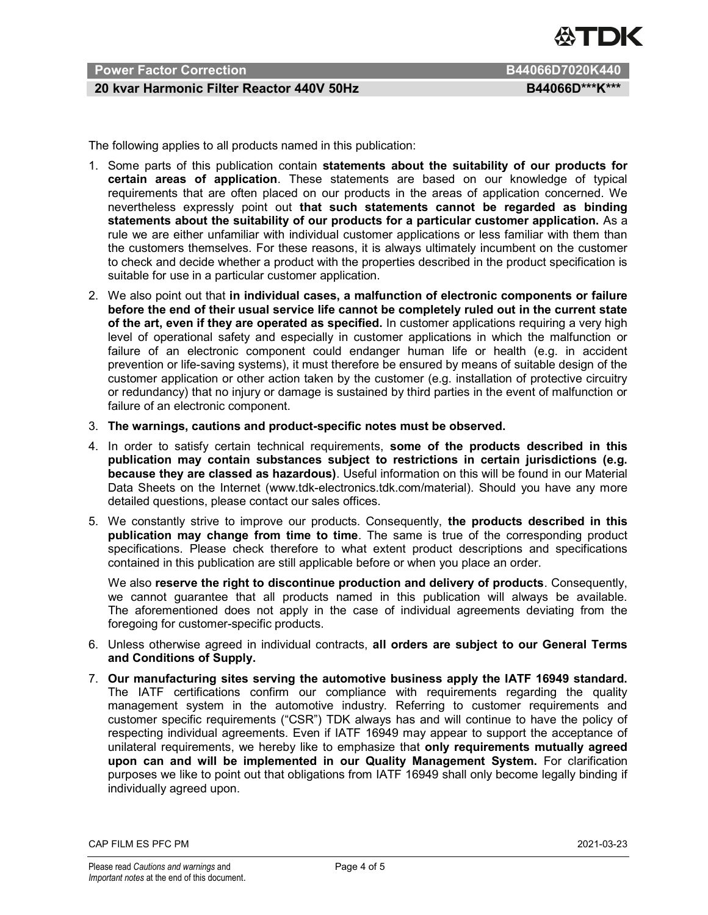The following applies to all products named in this publication:

1. Some parts of this publication contain **statements about the suitability of our products for certain areas of application**. These statements are based on our knowledge of typical requirements that are often placed on our products in the areas of application concerned. We nevertheless expressly point out **that such statements cannot be regarded as binding statements about the suitability of our products for a particular customer application.** As a rule we are either unfamiliar with individual customer applications or less familiar with them than the customers themselves. For these reasons, it is always ultimately incumbent on the customer to check and decide whether a product with the properties described in the product specification is suitable for use in a particular customer application.
2. We also point out that **in individual cases, a malfunction of electronic components or failure before the end of their usual service life cannot be completely ruled out in the current state of the art, even if they are operated as specified.** In customer applications requiring a very high level of operational safety and especially in customer applications in which the malfunction or failure of an electronic component could endanger human life or health (e.g. in accident prevention or life-saving systems), it must therefore be ensured by means of suitable design of the customer application or other action taken by the customer (e.g. installation of protective circuitry or redundancy) that no injury or damage is sustained by third parties in the event of malfunction or failure of an electronic component.
3. **The warnings, cautions and product-specific notes must be observed.**
4. In order to satisfy certain technical requirements, **some of the products described in this publication may contain substances subject to restrictions in certain jurisdictions (e.g. because they are classed as hazardous)**. Useful information on this will be found in our Material Data Sheets on the Internet (www.tdk-electronics.tdk.com/material). Should you have any more detailed questions, please contact our sales offices.
5. We constantly strive to improve our products. Consequently, **the products described in this publication may change from time to time**. The same is true of the corresponding product specifications. Please check therefore to what extent product descriptions and specifications contained in this publication are still applicable before or when you place an order.

   We also **reserve the right to discontinue production and delivery of products**. Consequently, we cannot guarantee that all products named in this publication will always be available. The aforementioned does not apply in the case of individual agreements deviating from the foregoing for customer-specific products.
6. Unless otherwise agreed in individual contracts, **all orders are subject to our General Terms and Conditions of Supply.**
7. **Our manufacturing sites serving the automotive business apply the IATF 16949 standard.** The IATF certifications confirm our compliance with requirements regarding the quality management system in the automotive industry. Referring to customer requirements and customer specific requirements ("CSR") TDK always has and will continue to have the policy of respecting individual agreements. Even if IATF 16949 may appear to support the acceptance of unilateral requirements, we hereby like to emphasize that **only requirements mutually agreed upon can and will be implemented in our Quality Management System.** For clarification purposes we like to point out that obligations from IATF 16949 shall only become legally binding if individually agreed upon.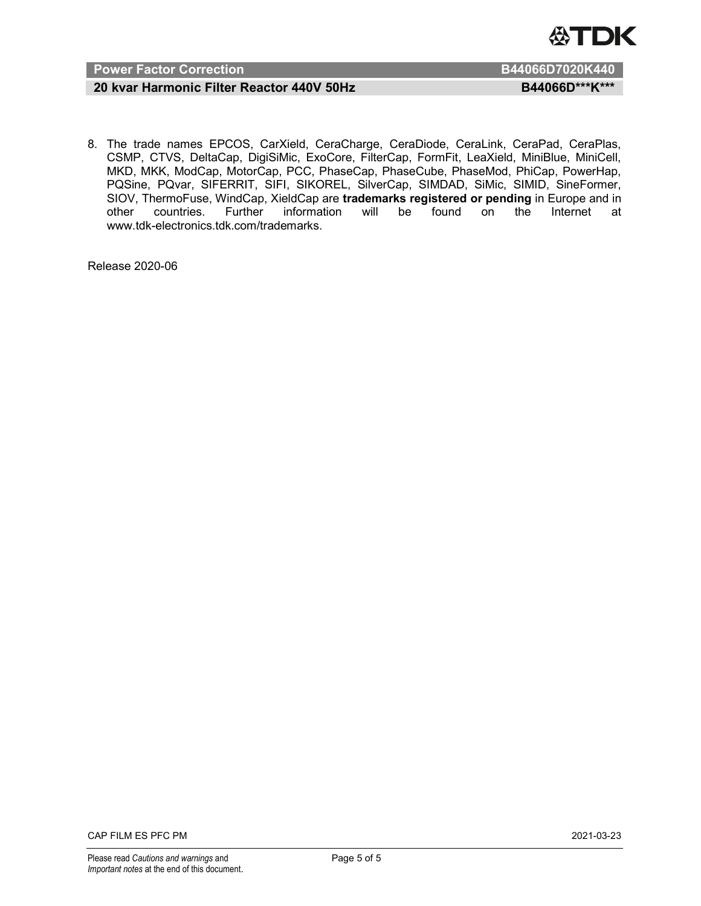8. The trade names EPCOS, CarXield, CeraCharge, CeraDiode, CeraLink, CeraPad, CeraPlas, CSMP, CTVS, DeltaCap, DigiSiMic, ExoCore, FilterCap, FormFit, LeaXield, MiniBlue, MiniCell, MKD, MKK, ModCap, MotorCap, PCC, PhaseCap, PhaseCube, PhaseMod, PhiCap, PowerHap, PQSine, PQvar, SIFERRIT, SIFI, SIKOREL, SilverCap, SIMDAD, SiMic, SIMID, SineFormer, SIOV, ThermoFuse, WindCap, XieldCap are **trademarks registered or pending** in Europe and in other countries. Further information will be found on the Internet at www.tdk-electronics.tdk.com/trademarks.

Release 2020-06